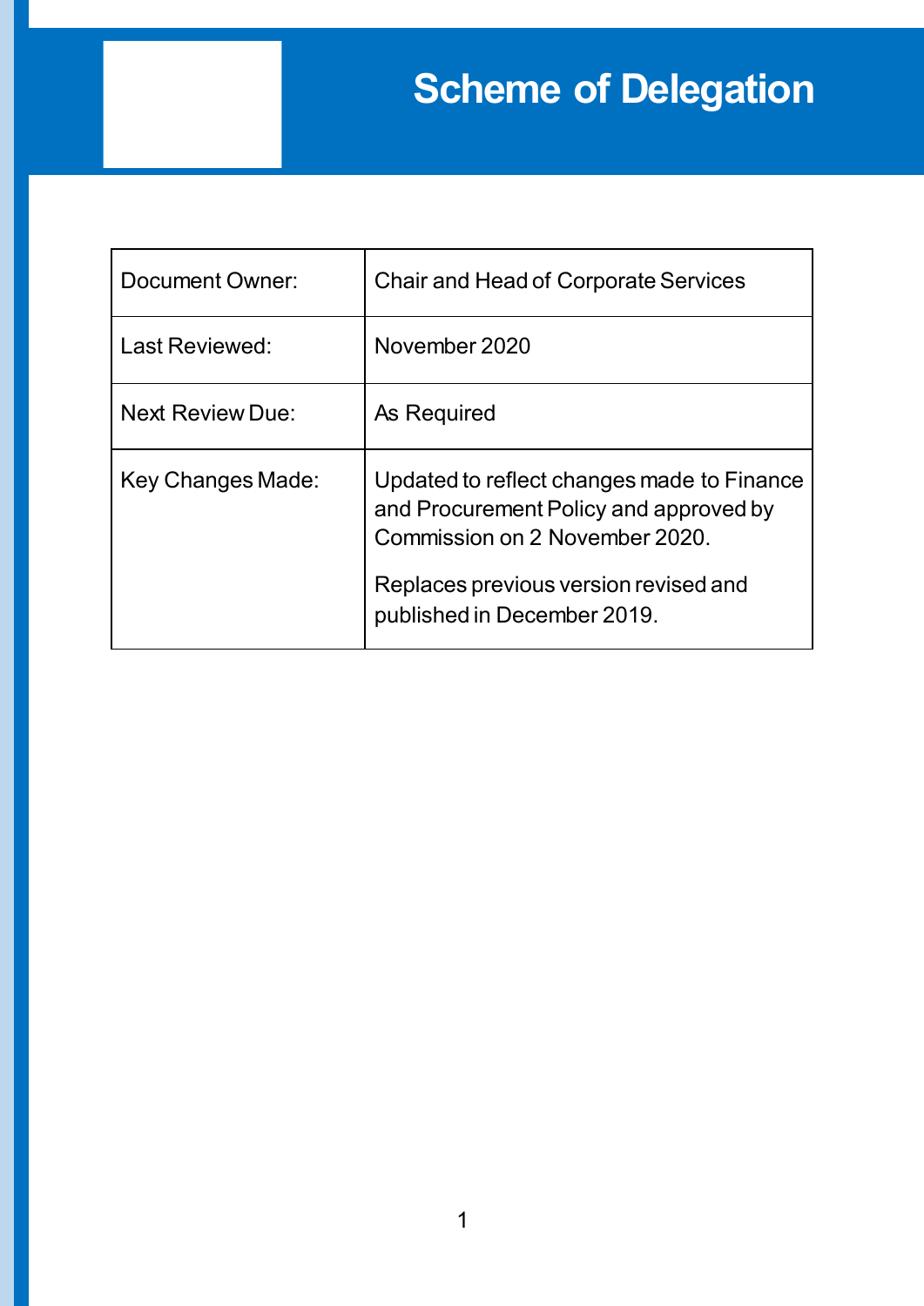# Scheme of Delegation

| Document Owner: | Chair and Head of Corporate Services |
|---|---|
| Last Reviewed: | November 2020 |
| Next Review Due: | As Required |
| Key Changes Made: | Updated to reflect changes made to Finance and Procurement Policy and approved by Commission on 2 November 2020.<br><br>Replaces previous version revised and published in December 2019. |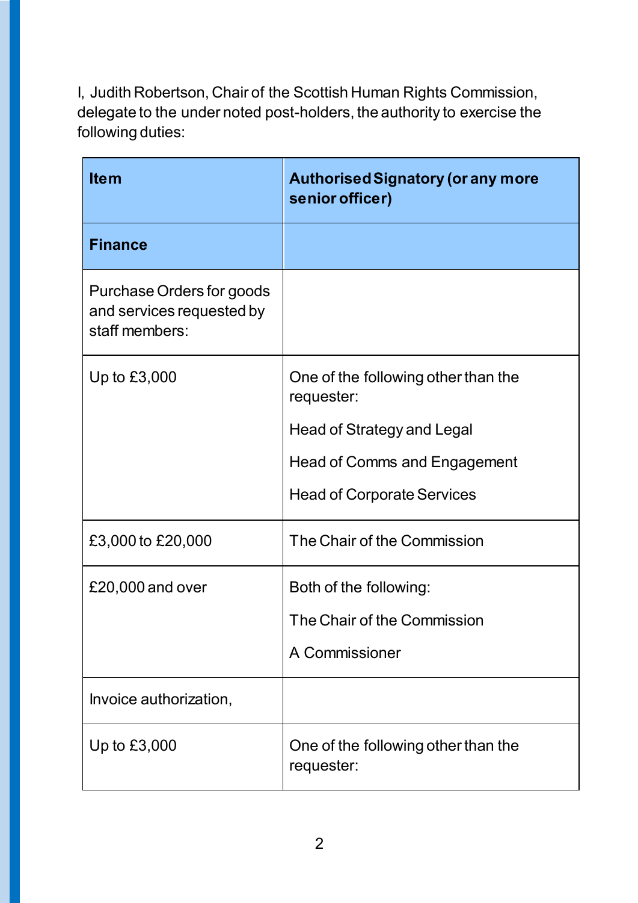I, Judith Robertson, Chair of the Scottish Human Rights Commission, delegate to the under noted post-holders, the authority to exercise the following duties:

| Item | Authorised Signatory (or any more senior officer) |
|---|---|
| **Finance** | |
| Purchase Orders for goods and services requested by staff members: | |
| Up to £3,000 | One of the following other than the requester:<br>Head of Strategy and Legal<br>Head of Comms and Engagement<br>Head of Corporate Services |
| £3,000 to £20,000 | The Chair of the Commission |
| £20,000 and over | Both of the following:<br>The Chair of the Commission<br>A Commissioner |
| Invoice authorization, | |
| Up to £3,000 | One of the following other than the requester: |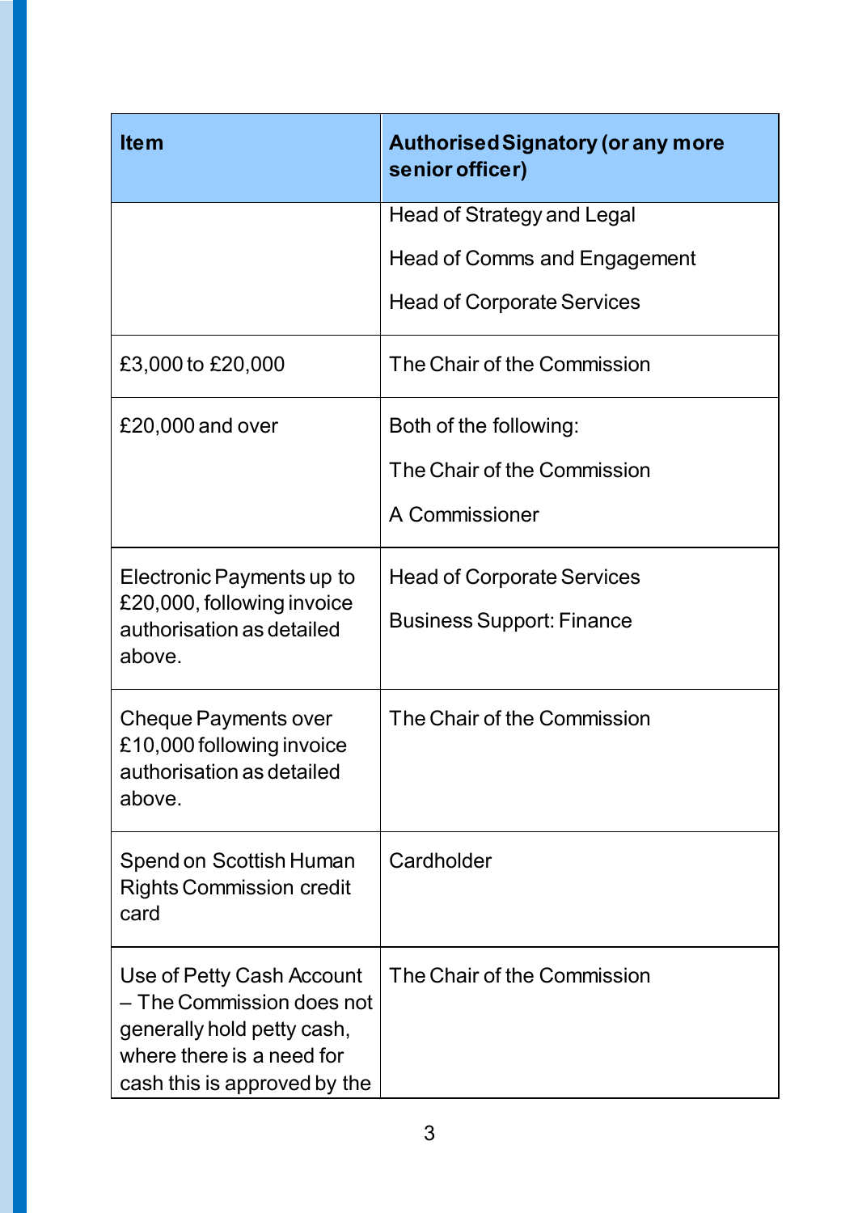| Item | Authorised Signatory (or any more senior officer) |
| --- | --- |
| | Head of Strategy and Legal<br><br>Head of Comms and Engagement<br><br>Head of Corporate Services |
| £3,000 to £20,000 | The Chair of the Commission |
| £20,000 and over | Both of the following:<br><br>The Chair of the Commission<br><br>A Commissioner |
| Electronic Payments up to £20,000, following invoice authorisation as detailed above. | Head of Corporate Services<br><br>Business Support: Finance |
| Cheque Payments over £10,000 following invoice authorisation as detailed above. | The Chair of the Commission |
| Spend on Scottish Human Rights Commission credit card | Cardholder |
| Use of Petty Cash Account – The Commission does not generally hold petty cash, where there is a need for cash this is approved by the | The Chair of the Commission |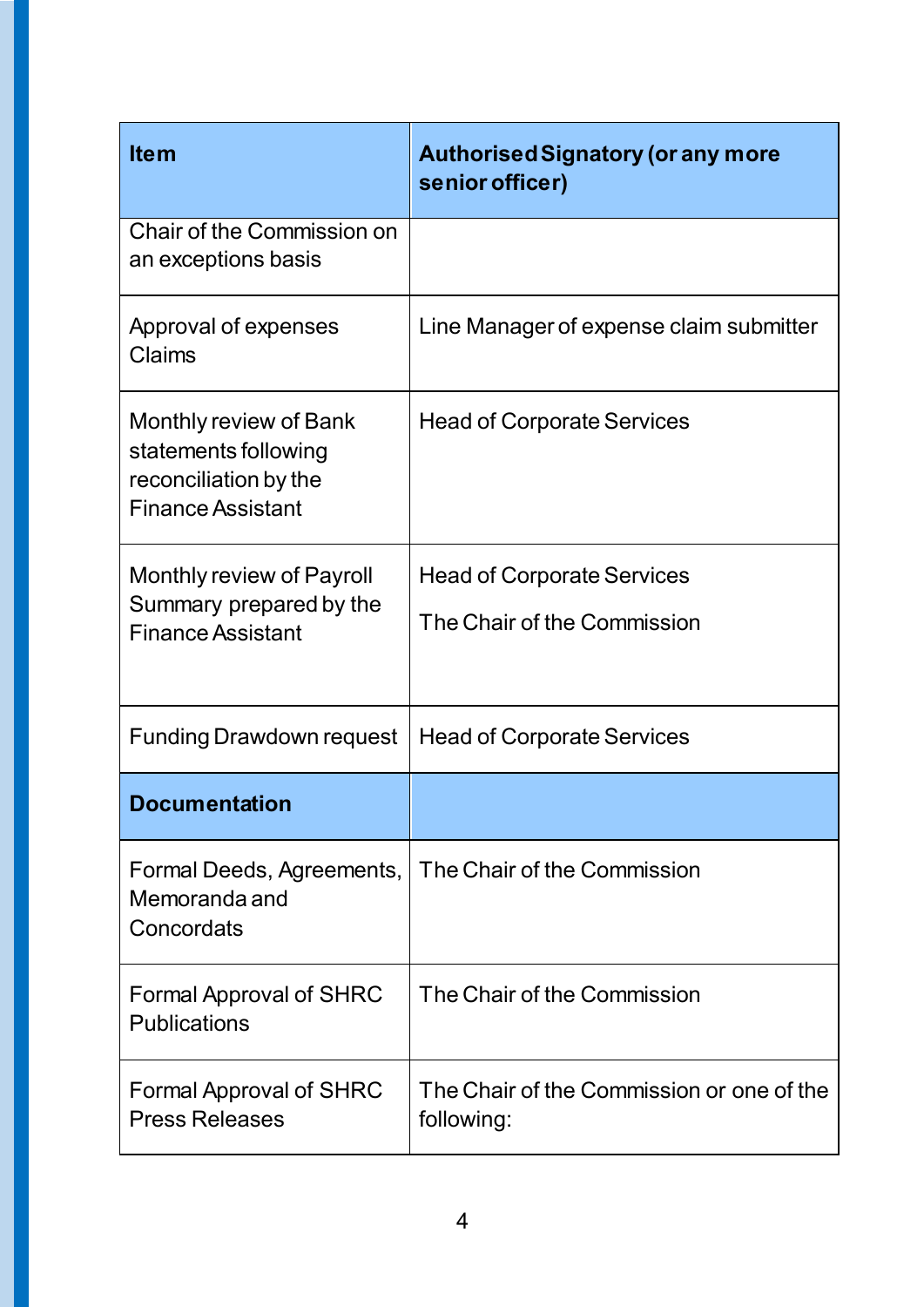| Item | Authorised Signatory (or any more senior officer) |
|---|---|
| Chair of the Commission on an exceptions basis | |
| Approval of expenses Claims | Line Manager of expense claim submitter |
| Monthly review of Bank statements following reconciliation by the Finance Assistant | Head of Corporate Services |
| Monthly review of Payroll Summary prepared by the Finance Assistant | Head of Corporate Services<br><br>The Chair of the Commission |
| Funding Drawdown request | Head of Corporate Services |
| **Documentation** | |
| Formal Deeds, Agreements, Memoranda and Concordats | The Chair of the Commission |
| Formal Approval of SHRC Publications | The Chair of the Commission |
| Formal Approval of SHRC Press Releases | The Chair of the Commission or one of the following: |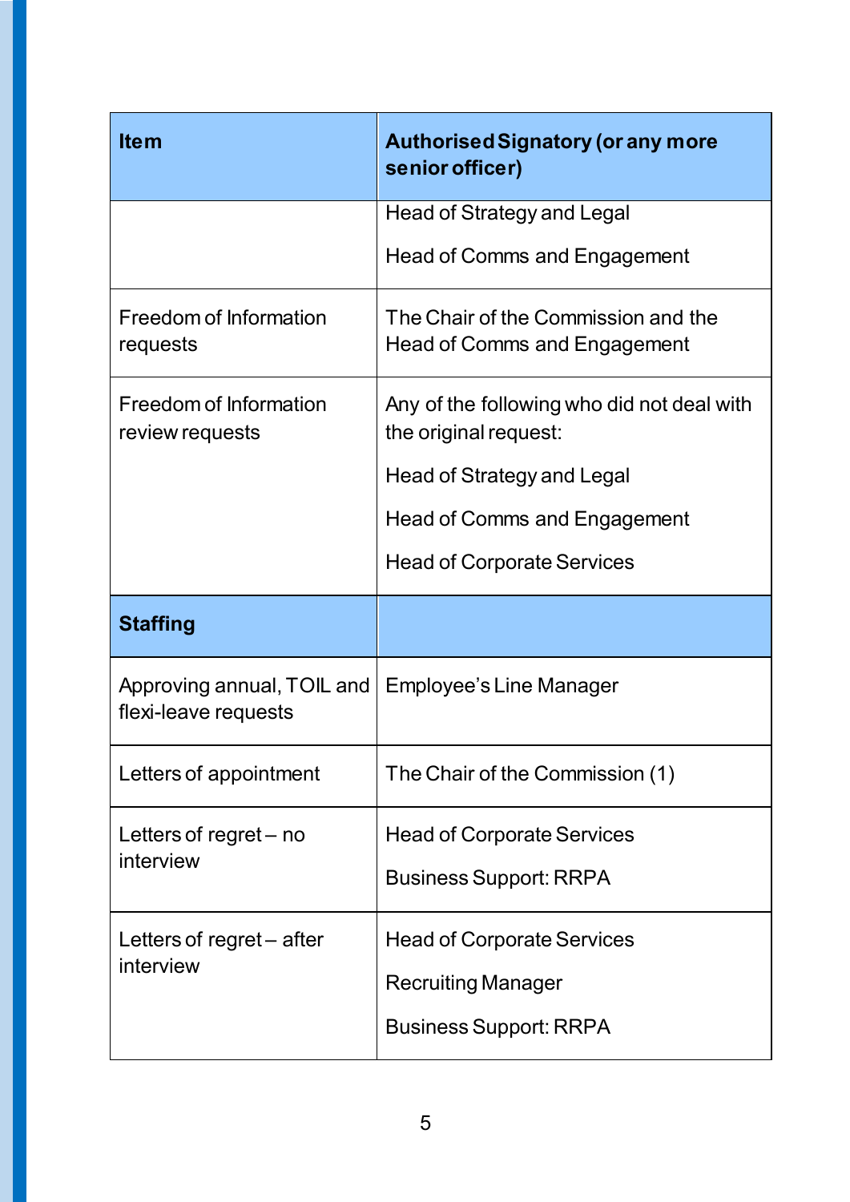| Item | Authorised Signatory (or any more senior officer) |
| --- | --- |
| | Head of Strategy and Legal<br><br>Head of Comms and Engagement |
| Freedom of Information requests | The Chair of the Commission and the Head of Comms and Engagement |
| Freedom of Information review requests | Any of the following who did not deal with the original request:<br><br>Head of Strategy and Legal<br><br>Head of Comms and Engagement<br><br>Head of Corporate Services |
| **Staffing** | |
| Approving annual, TOIL and flexi-leave requests | Employee's Line Manager |
| Letters of appointment | The Chair of the Commission (1) |
| Letters of regret – no interview | Head of Corporate Services<br><br>Business Support: RRPA |
| Letters of regret – after interview | Head of Corporate Services<br><br>Recruiting Manager<br><br>Business Support: RRPA |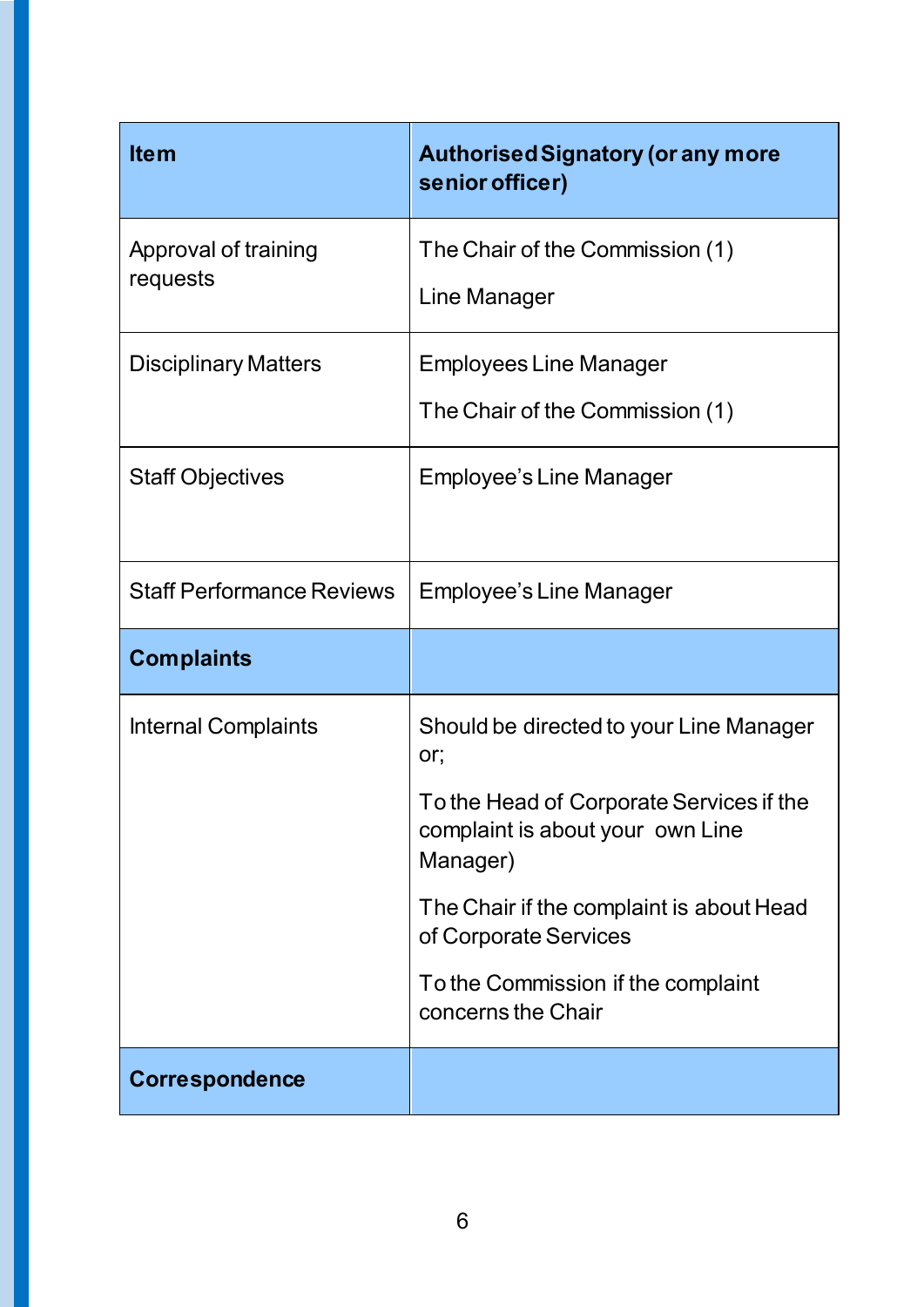| **Item** | **Authorised Signatory (or any more senior officer)** |
| --- | --- |
| Approval of training requests | The Chair of the Commission (1)<br><br>Line Manager |
| Disciplinary Matters | Employees Line Manager<br><br>The Chair of the Commission (1) |
| Staff Objectives | Employee's Line Manager |
| Staff Performance Reviews | Employee's Line Manager |
| **Complaints** | |
| Internal Complaints | Should be directed to your Line Manager or;<br><br>To the Head of Corporate Services if the complaint is about your own Line Manager)<br><br>The Chair if the complaint is about Head of Corporate Services<br><br>To the Commission if the complaint concerns the Chair |
| **Correspondence** | |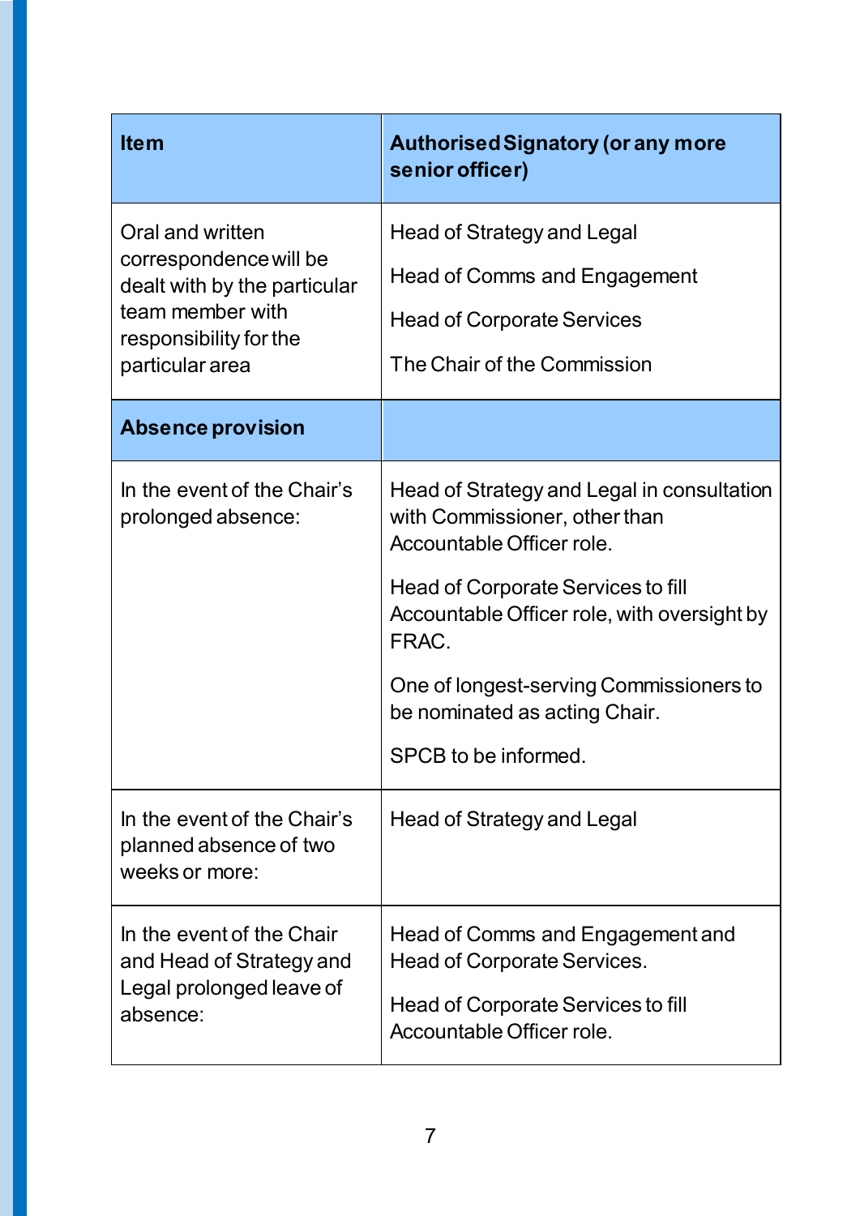| Item | Authorised Signatory (or any more senior officer) |
|---|---|
| Oral and written correspondence will be dealt with by the particular team member with responsibility for the particular area | Head of Strategy and Legal<br><br>Head of Comms and Engagement<br><br>Head of Corporate Services<br><br>The Chair of the Commission |
| **Absence provision** | |
| In the event of the Chair's prolonged absence: | Head of Strategy and Legal in consultation with Commissioner, other than Accountable Officer role.<br><br>Head of Corporate Services to fill Accountable Officer role, with oversight by FRAC.<br><br>One of longest-serving Commissioners to be nominated as acting Chair.<br><br>SPCB to be informed. |
| In the event of the Chair's planned absence of two weeks or more: | Head of Strategy and Legal |
| In the event of the Chair and Head of Strategy and Legal prolonged leave of absence: | Head of Comms and Engagement and Head of Corporate Services.<br><br>Head of Corporate Services to fill Accountable Officer role. |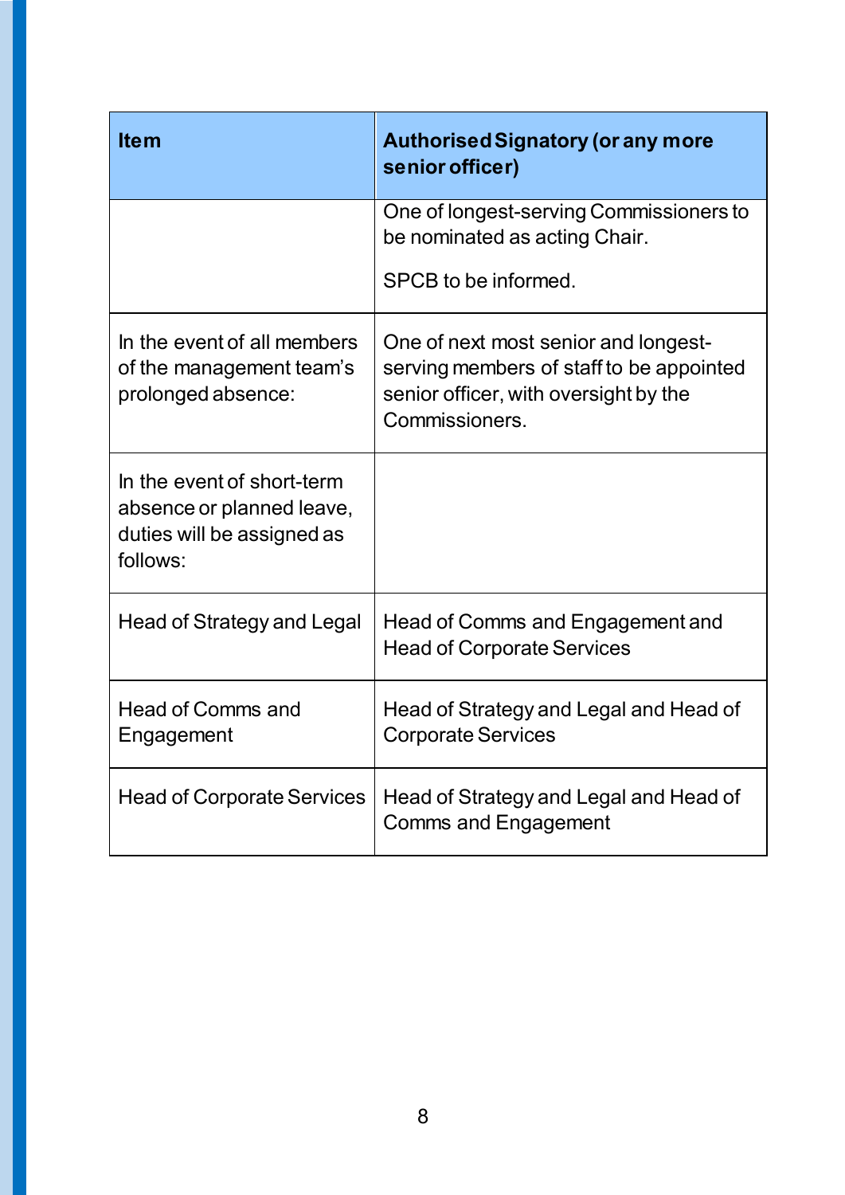| Item | Authorised Signatory (or any more senior officer) |
|---|---|
| | One of longest-serving Commissioners to be nominated as acting Chair.<br><br>SPCB to be informed. |
| In the event of all members of the management team's prolonged absence: | One of next most senior and longest-serving members of staff to be appointed senior officer, with oversight by the Commissioners. |
| In the event of short-term absence or planned leave, duties will be assigned as follows: | |
| Head of Strategy and Legal | Head of Comms and Engagement and Head of Corporate Services |
| Head of Comms and Engagement | Head of Strategy and Legal and Head of Corporate Services |
| Head of Corporate Services | Head of Strategy and Legal and Head of Comms and Engagement |